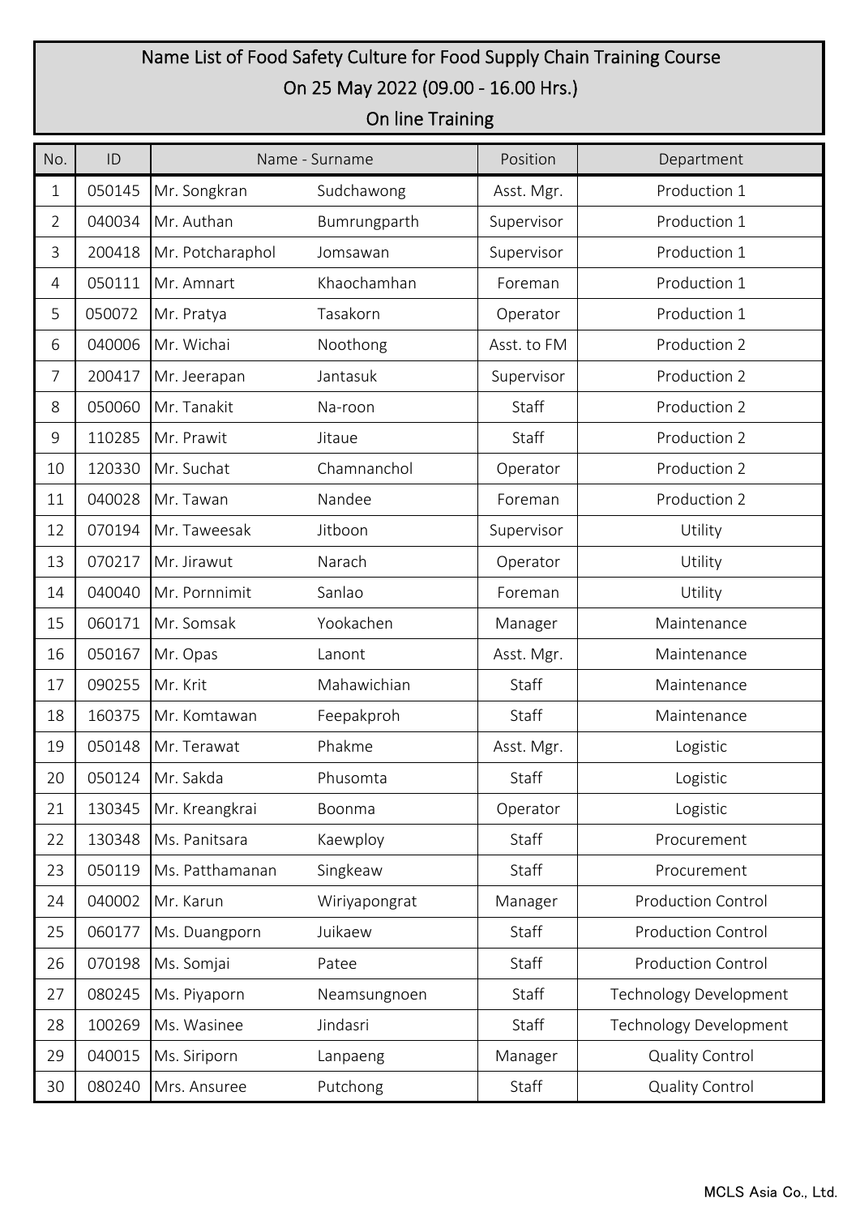# Name List of Food Safety Culture for Food Supply Chain Training Course

## On 25 May 2022 (09.00 - 16.00 Hrs.)

## On line Training

| No. | ID | Name - Surname | | Position | Department |
|---|---|---|---|---|---|
| 1 | 050145 | Mr. Songkran | Sudchawong | Asst. Mgr. | Production 1 |
| 2 | 040034 | Mr. Authan | Bumrungparth | Supervisor | Production 1 |
| 3 | 200418 | Mr. Potcharaphol | Jomsawan | Supervisor | Production 1 |
| 4 | 050111 | Mr. Amnart | Khaochamhan | Foreman | Production 1 |
| 5 | 050072 | Mr. Pratya | Tasakorn | Operator | Production 1 |
| 6 | 040006 | Mr. Wichai | Noothong | Asst. to FM | Production 2 |
| 7 | 200417 | Mr. Jeerapan | Jantasuk | Supervisor | Production 2 |
| 8 | 050060 | Mr. Tanakit | Na-roon | Staff | Production 2 |
| 9 | 110285 | Mr. Prawit | Jitaue | Staff | Production 2 |
| 10 | 120330 | Mr. Suchat | Chamnanchol | Operator | Production 2 |
| 11 | 040028 | Mr. Tawan | Nandee | Foreman | Production 2 |
| 12 | 070194 | Mr. Taweesak | Jitboon | Supervisor | Utility |
| 13 | 070217 | Mr. Jirawut | Narach | Operator | Utility |
| 14 | 040040 | Mr. Pornnimit | Sanlao | Foreman | Utility |
| 15 | 060171 | Mr. Somsak | Yookachen | Manager | Maintenance |
| 16 | 050167 | Mr. Opas | Lanont | Asst. Mgr. | Maintenance |
| 17 | 090255 | Mr. Krit | Mahawichian | Staff | Maintenance |
| 18 | 160375 | Mr. Komtawan | Feepakproh | Staff | Maintenance |
| 19 | 050148 | Mr. Terawat | Phakme | Asst. Mgr. | Logistic |
| 20 | 050124 | Mr. Sakda | Phusomta | Staff | Logistic |
| 21 | 130345 | Mr. Kreangkrai | Boonma | Operator | Logistic |
| 22 | 130348 | Ms. Panitsara | Kaewploy | Staff | Procurement |
| 23 | 050119 | Ms. Patthamanan | Singkeaw | Staff | Procurement |
| 24 | 040002 | Mr. Karun | Wiriyapongrat | Manager | Production Control |
| 25 | 060177 | Ms. Duangporn | Juikaew | Staff | Production Control |
| 26 | 070198 | Ms. Somjai | Patee | Staff | Production Control |
| 27 | 080245 | Ms. Piyaporn | Neamsungnoen | Staff | Technology Development |
| 28 | 100269 | Ms. Wasinee | Jindasri | Staff | Technology Development |
| 29 | 040015 | Ms. Siriporn | Lanpaeng | Manager | Quality Control |
| 30 | 080240 | Mrs. Ansuree | Putchong | Staff | Quality Control |

MCLS Asia Co., Ltd.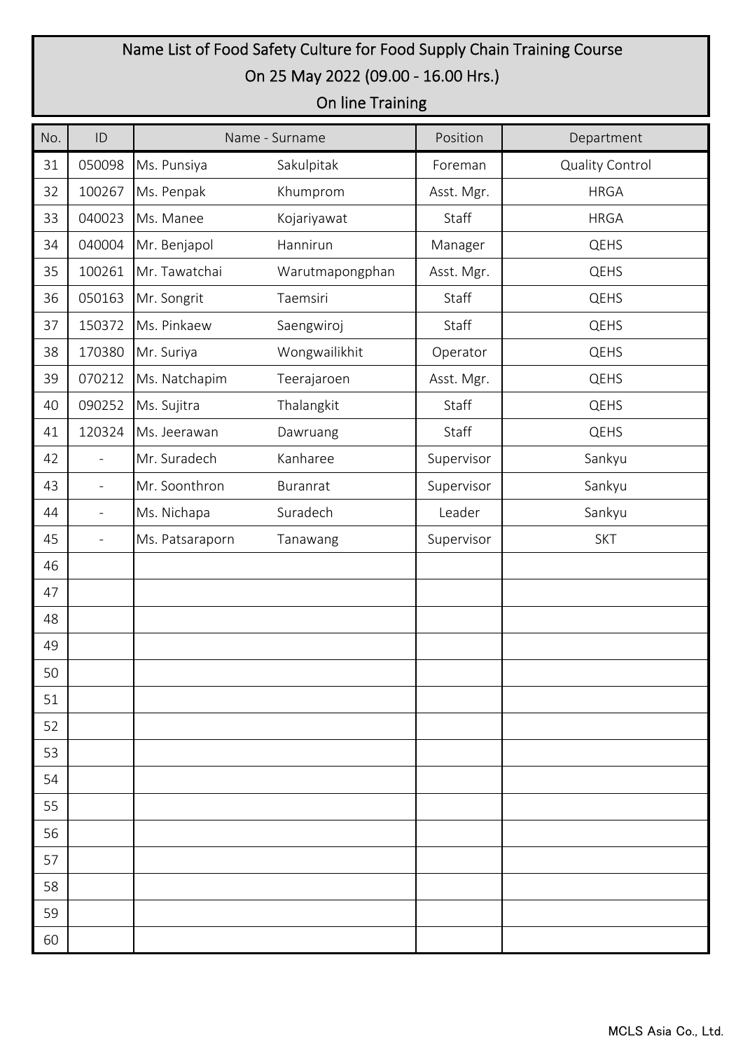# Name List of Food Safety Culture for Food Supply Chain Training Course

## On 25 May 2022 (09.00 - 16.00 Hrs.)

## On line Training

| No. | ID | Name - Surname | | Position | Department |
|---|---|---|---|---|---|
| 31 | 050098 | Ms. Punsiya | Sakulpitak | Foreman | Quality Control |
| 32 | 100267 | Ms. Penpak | Khumprom | Asst. Mgr. | HRGA |
| 33 | 040023 | Ms. Manee | Kojariyawat | Staff | HRGA |
| 34 | 040004 | Mr. Benjapol | Hannirun | Manager | QEHS |
| 35 | 100261 | Mr. Tawatchai | Warutmapongphan | Asst. Mgr. | QEHS |
| 36 | 050163 | Mr. Songrit | Taemsiri | Staff | QEHS |
| 37 | 150372 | Ms. Pinkaew | Saengwiroj | Staff | QEHS |
| 38 | 170380 | Mr. Suriya | Wongwailikhit | Operator | QEHS |
| 39 | 070212 | Ms. Natchapim | Teerajaroen | Asst. Mgr. | QEHS |
| 40 | 090252 | Ms. Sujitra | Thalangkit | Staff | QEHS |
| 41 | 120324 | Ms. Jeerawan | Dawruang | Staff | QEHS |
| 42 | - | Mr. Suradech | Kanharee | Supervisor | Sankyu |
| 43 | - | Mr. Soonthron | Buranrat | Supervisor | Sankyu |
| 44 | - | Ms. Nichapa | Suradech | Leader | Sankyu |
| 45 | - | Ms. Patsaraporn | Tanawang | Supervisor | SKT |
| 46 | | | | | |
| 47 | | | | | |
| 48 | | | | | |
| 49 | | | | | |
| 50 | | | | | |
| 51 | | | | | |
| 52 | | | | | |
| 53 | | | | | |
| 54 | | | | | |
| 55 | | | | | |
| 56 | | | | | |
| 57 | | | | | |
| 58 | | | | | |
| 59 | | | | | |
| 60 | | | | | |

MCLS Asia Co., Ltd.